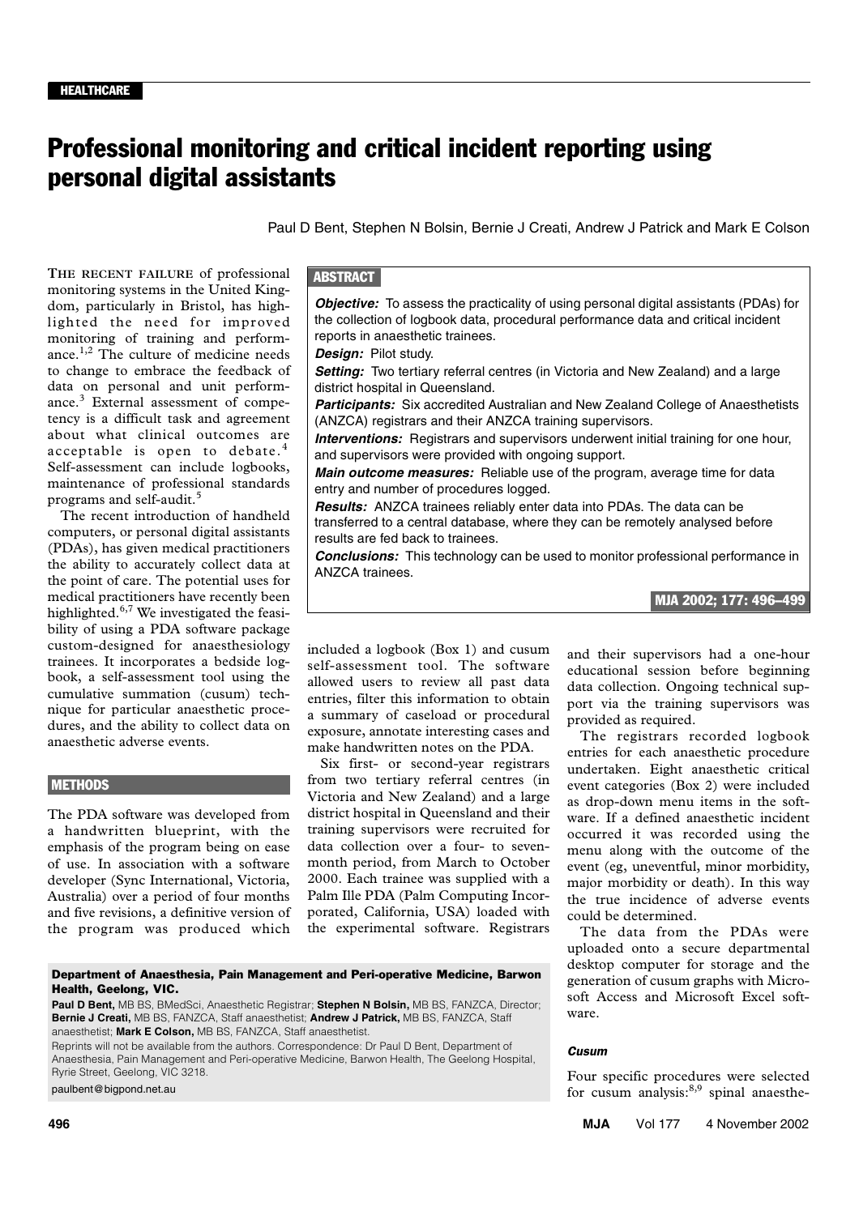HEALTHCARE

# Professional monitoring and critical incident reporting using personal digital assistants

Paul D Bent, Stephen N Bolsin, Bernie J Creati, Andrew J Patrick and Mark E Colson

## ABSTRACT

***Objective:*** To assess the practicality of using personal digital assistants (PDAs) for the collection of logbook data, procedural performance data and critical incident reports in anaesthetic trainees.

***Design:*** Pilot study.

***Setting:*** Two tertiary referral centres (in Victoria and New Zealand) and a large district hospital in Queensland.

***Participants:*** Six accredited Australian and New Zealand College of Anaesthetists (ANZCA) registrars and their ANZCA training supervisors.

***Interventions:*** Registrars and supervisors underwent initial training for one hour, and supervisors were provided with ongoing support.

***Main outcome measures:*** Reliable use of the program, average time for data entry and number of procedures logged.

***Results:*** ANZCA trainees reliably enter data into PDAs. The data can be transferred to a central database, where they can be remotely analysed before results are fed back to trainees.

***Conclusions:*** This technology can be used to monitor professional performance in ANZCA trainees.

MJA 2002; 177: 496–499

THE RECENT FAILURE of professional monitoring systems in the United Kingdom, particularly in Bristol, has highlighted the need for improved monitoring of training and performance.[1,2] The culture of medicine needs to change to embrace the feedback of data on personal and unit performance.[3] External assessment of competency is a difficult task and agreement about what clinical outcomes are acceptable is open to debate.[4] Self-assessment can include logbooks, maintenance of professional standards programs and self-audit.[5]

The recent introduction of handheld computers, or personal digital assistants (PDAs), has given medical practitioners the ability to accurately collect data at the point of care. The potential uses for medical practitioners have recently been highlighted.[6,7] We investigated the feasibility of using a PDA software package custom-designed for anaesthesiology trainees. It incorporates a bedside logbook, a self-assessment tool using the cumulative summation (cusum) technique for particular anaesthetic procedures, and the ability to collect data on anaesthetic adverse events.

## METHODS

The PDA software was developed from a handwritten blueprint, with the emphasis of the program being on ease of use. In association with a software developer (Sync International, Victoria, Australia) over a period of four months and five revisions, a definitive version of the program was produced which included a logbook (Box 1) and cusum self-assessment tool. The software allowed users to review all past data entries, filter this information to obtain a summary of caseload or procedural exposure, annotate interesting cases and make handwritten notes on the PDA.

Six first- or second-year registrars from two tertiary referral centres (in Victoria and New Zealand) and a large district hospital in Queensland and their training supervisors were recruited for data collection over a four- to seven-month period, from March to October 2000. Each trainee was supplied with a Palm IIIe PDA (Palm Computing Incorporated, California, USA) loaded with the experimental software. Registrars and their supervisors had a one-hour educational session before beginning data collection. Ongoing technical support via the training supervisors was provided as required.

The registrars recorded logbook entries for each anaesthetic procedure undertaken. Eight anaesthetic critical event categories (Box 2) were included as drop-down menu items in the software. If a defined anaesthetic incident occurred it was recorded using the menu along with the outcome of the event (eg, uneventful, minor morbidity, major morbidity or death). In this way the true incidence of adverse events could be determined.

The data from the PDAs were uploaded onto a secure departmental desktop computer for storage and the generation of cusum graphs with Microsoft Access and Microsoft Excel software.

### *Cusum*

Four specific procedures were selected for cusum analysis:[8,9] spinal anaesthe-

**Department of Anaesthesia, Pain Management and Peri-operative Medicine, Barwon Health, Geelong, VIC.**

**Paul D Bent,** MB BS, BMedSci, Anaesthetic Registrar; **Stephen N Bolsin,** MB BS, FANZCA, Director; **Bernie J Creati,** MB BS, FANZCA, Staff anaesthetist; **Andrew J Patrick,** MB BS, FANZCA, Staff anaesthetist; **Mark E Colson,** MB BS, FANZCA, Staff anaesthetist.

Reprints will not be available from the authors. Correspondence: Dr Paul D Bent, Department of Anaesthesia, Pain Management and Peri-operative Medicine, Barwon Health, The Geelong Hospital, Ryrie Street, Geelong, VIC 3218.

paulbent@bigpond.net.au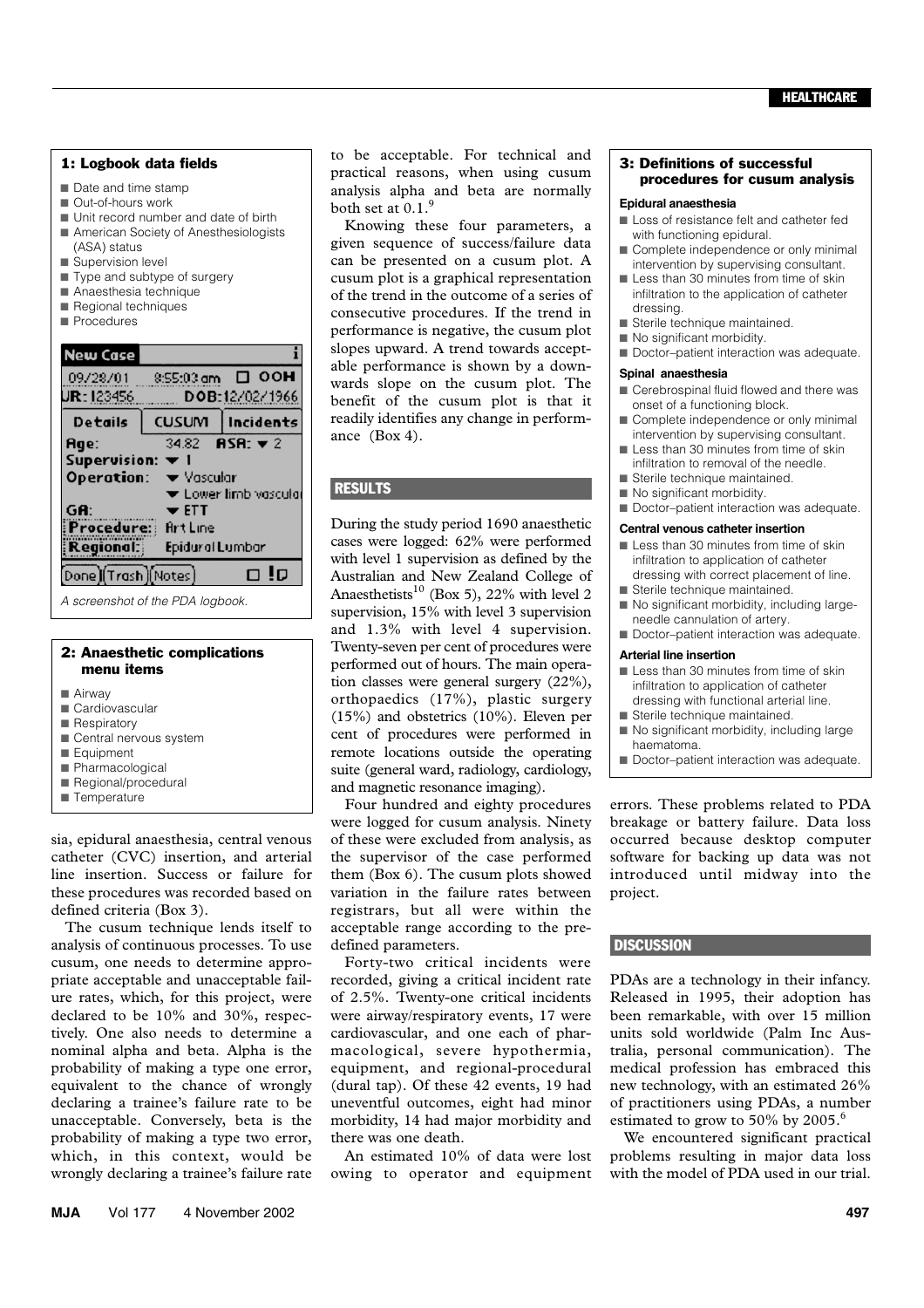### 1: Logbook data fields

- Date and time stamp
- Out-of-hours work
- Unit record number and date of birth
- American Society of Anesthesiologists (ASA) status
- Supervision level
- Type and subtype of surgery
- Anaesthesia technique
- Regional techniques
- Procedures

*A screenshot of the PDA logbook.*

### 2: Anaesthetic complications menu items

- Airway
- Cardiovascular
- Respiratory
- Central nervous system
- Equipment
- Pharmacological
- Regional/procedural
- Temperature

sia, epidural anaesthesia, central venous catheter (CVC) insertion, and arterial line insertion. Success or failure for these procedures was recorded based on defined criteria (Box 3).

The cusum technique lends itself to analysis of continuous processes. To use cusum, one needs to determine appropriate acceptable and unacceptable failure rates, which, for this project, were declared to be 10% and 30%, respectively. One also needs to determine a nominal alpha and beta. Alpha is the probability of making a type one error, equivalent to the chance of wrongly declaring a trainee's failure rate to be unacceptable. Conversely, beta is the probability of making a type two error, which, in this context, would be wrongly declaring a trainee's failure rate to be acceptable. For technical and practical reasons, when using cusum analysis alpha and beta are normally both set at 0.1.[9]

Knowing these four parameters, a given sequence of success/failure data can be presented on a cusum plot. A cusum plot is a graphical representation of the trend in the outcome of a series of consecutive procedures. If the trend in performance is negative, the cusum plot slopes upward. A trend towards acceptable performance is shown by a downwards slope on the cusum plot. The benefit of the cusum plot is that it readily identifies any change in performance (Box 4).

## RESULTS

During the study period 1690 anaesthetic cases were logged: 62% were performed with level 1 supervision as defined by the Australian and New Zealand College of Anaesthetists[10] (Box 5), 22% with level 2 supervision, 15% with level 3 supervision and 1.3% with level 4 supervision. Twenty-seven per cent of procedures were performed out of hours. The main operation classes were general surgery (22%), orthopaedics (17%), plastic surgery (15%) and obstetrics (10%). Eleven per cent of procedures were performed in remote locations outside the operating suite (general ward, radiology, cardiology, and magnetic resonance imaging).

Four hundred and eighty procedures were logged for cusum analysis. Ninety of these were excluded from analysis, as the supervisor of the case performed them (Box 6). The cusum plots showed variation in the failure rates between registrars, but all were within the acceptable range according to the predefined parameters.

Forty-two critical incidents were recorded, giving a critical incident rate of 2.5%. Twenty-one critical incidents were airway/respiratory events, 17 were cardiovascular, and one each of pharmacological, severe hypothermia, equipment, and regional-procedural (dural tap). Of these 42 events, 19 had uneventful outcomes, eight had minor morbidity, 14 had major morbidity and there was one death.

An estimated 10% of data were lost owing to operator and equipment errors. These problems related to PDA breakage or battery failure. Data loss occurred because desktop computer software for backing up data was not introduced until midway into the project.

### 3: Definitions of successful procedures for cusum analysis

**Epidural anaesthesia**

- Loss of resistance felt and catheter fed with functioning epidural.
- Complete independence or only minimal intervention by supervising consultant.
- Less than 30 minutes from time of skin infiltration to the application of catheter dressing.
- Sterile technique maintained.
- No significant morbidity.
- Doctor–patient interaction was adequate.

**Spinal anaesthesia**

- Cerebrospinal fluid flowed and there was onset of a functioning block.
- Complete independence or only minimal intervention by supervising consultant.
- Less than 30 minutes from time of skin infiltration to removal of the needle.
- Sterile technique maintained.
- No significant morbidity.
- Doctor–patient interaction was adequate.

**Central venous catheter insertion**

- Less than 30 minutes from time of skin infiltration to application of catheter dressing with correct placement of line.
- Sterile technique maintained.
- No significant morbidity, including large-needle cannulation of artery.
- Doctor–patient interaction was adequate.

**Arterial line insertion**

- Less than 30 minutes from time of skin infiltration to application of catheter dressing with functional arterial line.
- Sterile technique maintained.
- No significant morbidity, including large haematoma.
- Doctor–patient interaction was adequate.

## DISCUSSION

PDAs are a technology in their infancy. Released in 1995, their adoption has been remarkable, with over 15 million units sold worldwide (Palm Inc Australia, personal communication). The medical profession has embraced this new technology, with an estimated 26% of practitioners using PDAs, a number estimated to grow to 50% by 2005.[6]

We encountered significant practical problems resulting in major data loss with the model of PDA used in our trial.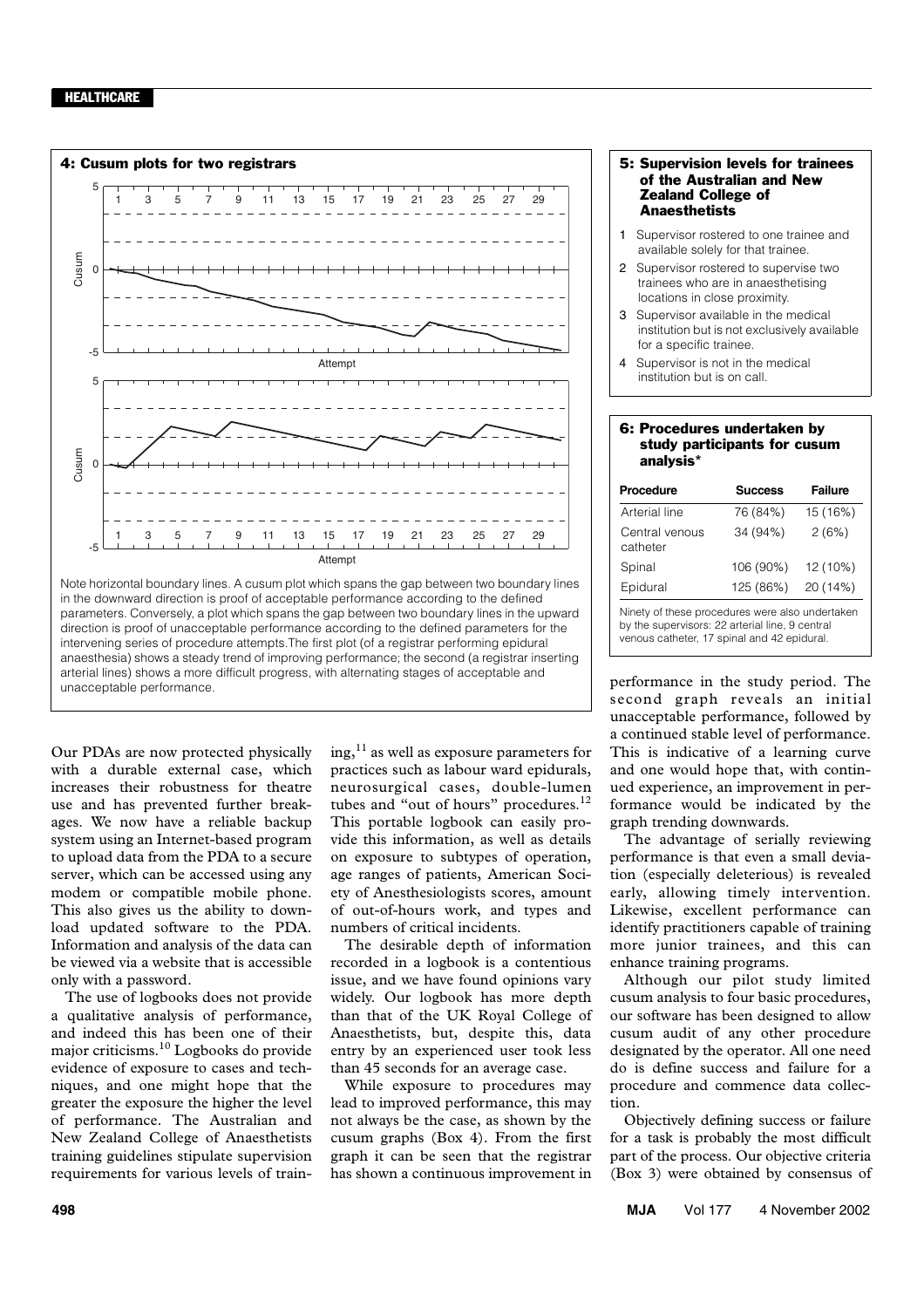### 4: Cusum plots for two registrars

Note horizontal boundary lines. A cusum plot which spans the gap between two boundary lines in the downward direction is proof of acceptable performance according to the defined parameters. Conversely, a plot which spans the gap between two boundary lines in the upward direction is proof of unacceptable performance according to the defined parameters for the intervening series of procedure attempts. The first plot (of a registrar performing epidural anaesthesia) shows a steady trend of improving performance; the second (a registrar inserting arterial lines) shows a more difficult progress, with alternating stages of acceptable and unacceptable performance.

### 5: Supervision levels for trainees of the Australian and New Zealand College of Anaesthetists

1. Supervisor rostered to one trainee and available solely for that trainee.
2. Supervisor rostered to supervise two trainees who are in anaesthetising locations in close proximity.
3. Supervisor available in the medical institution but is not exclusively available for a specific trainee.
4. Supervisor is not in the medical institution but is on call.

### 6: Procedures undertaken by study participants for cusum analysis*

| Procedure | Success | Failure |
|---|---|---|
| Arterial line | 76 (84%) | 15 (16%) |
| Central venous catheter | 34 (94%) | 2 (6%) |
| Spinal | 106 (90%) | 12 (10%) |
| Epidural | 125 (86%) | 20 (14%) |

Ninety of these procedures were also undertaken by the supervisors: 22 arterial line, 9 central venous catheter, 17 spinal and 42 epidural.

Our PDAs are now protected physically with a durable external case, which increases their robustness for theatre use and has prevented further breakages. We now have a reliable backup system using an Internet-based program to upload data from the PDA to a secure server, which can be accessed using any modem or compatible mobile phone. This also gives us the ability to download updated software to the PDA. Information and analysis of the data can be viewed via a website that is accessible only with a password.

The use of logbooks does not provide a qualitative analysis of performance, and indeed this has been one of their major criticisms.[10] Logbooks do provide evidence of exposure to cases and techniques, and one might hope that the greater the exposure the higher the level of performance. The Australian and New Zealand College of Anaesthetists training guidelines stipulate supervision requirements for various levels of training,[11] as well as exposure parameters for practices such as labour ward epidurals, neurosurgical cases, double-lumen tubes and "out of hours" procedures.[12] This portable logbook can easily provide this information, as well as details on exposure to subtypes of operation, age ranges of patients, American Society of Anesthesiologists scores, amount of out-of-hours work, and types and numbers of critical incidents.

The desirable depth of information recorded in a logbook is a contentious issue, and we have found opinions vary widely. Our logbook has more depth than that of the UK Royal College of Anaesthetists, but, despite this, data entry by an experienced user took less than 45 seconds for an average case.

While exposure to procedures may lead to improved performance, this may not always be the case, as shown by the cusum graphs (Box 4). From the first graph it can be seen that the registrar has shown a continuous improvement in performance in the study period. The second graph reveals an initial unacceptable performance, followed by a continued stable level of performance. This is indicative of a learning curve and one would hope that, with continued experience, an improvement in performance would be indicated by the graph trending downwards.

The advantage of serially reviewing performance is that even a small deviation (especially deleterious) is revealed early, allowing timely intervention. Likewise, excellent performance can identify practitioners capable of training more junior trainees, and this can enhance training programs.

Although our pilot study limited cusum analysis to four basic procedures, our software has been designed to allow cusum audit of any other procedure designated by the operator. All one need do is define success and failure for a procedure and commence data collection.

Objectively defining success or failure for a task is probably the most difficult part of the process. Our objective criteria (Box 3) were obtained by consensus of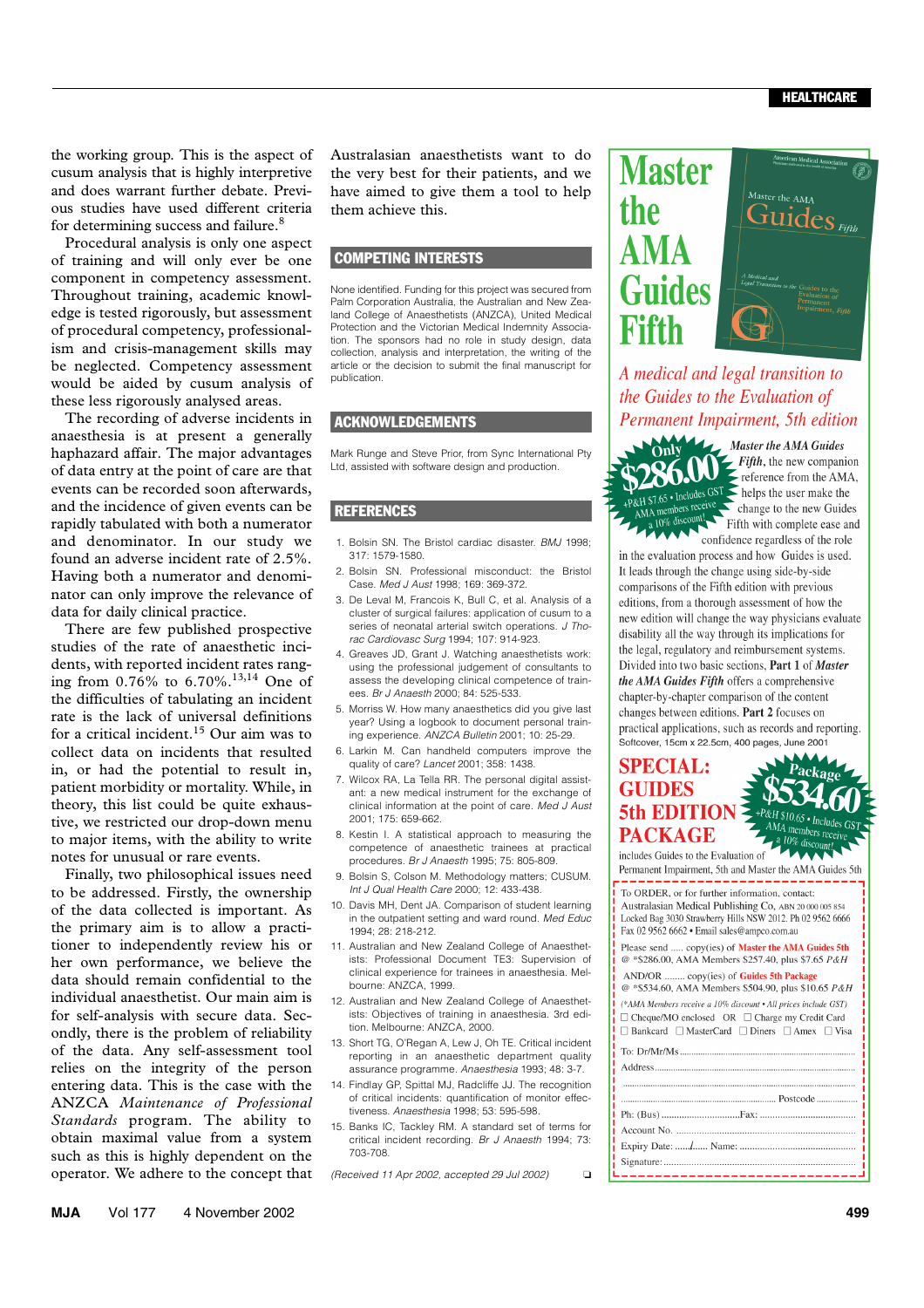the working group. This is the aspect of cusum analysis that is highly interpretive and does warrant further debate. Previous studies have used different criteria for determining success and failure.[8]

Procedural analysis is only one aspect of training and will only ever be one component in competency assessment. Throughout training, academic knowledge is tested rigorously, but assessment of procedural competency, professionalism and crisis-management skills may be neglected. Competency assessment would be aided by cusum analysis of these less rigorously analysed areas.

The recording of adverse incidents in anaesthesia is at present a generally haphazard affair. The major advantages of data entry at the point of care are that events can be recorded soon afterwards, and the incidence of given events can be rapidly tabulated with both a numerator and denominator. In our study we found an adverse incident rate of 2.5%. Having both a numerator and denominator can only improve the relevance of data for daily clinical practice.

There are few published prospective studies of the rate of anaesthetic incidents, with reported incident rates ranging from 0.76% to 6.70%.[13,14] One of the difficulties of tabulating an incident rate is the lack of universal definitions for a critical incident.[15] Our aim was to collect data on incidents that resulted in, or had the potential to result in, patient morbidity or mortality. While, in theory, this list could be quite exhaustive, we restricted our drop-down menu to major items, with the ability to write notes for unusual or rare events.

Finally, two philosophical issues need to be addressed. Firstly, the ownership of the data collected is important. As the primary aim is to allow a practitioner to independently review his or her own performance, we believe the data should remain confidential to the individual anaesthetist. Our main aim is for self-analysis with secure data. Secondly, there is the problem of reliability of the data. Any self-assessment tool relies on the integrity of the person entering data. This is the case with the ANZCA *Maintenance of Professional Standards* program. The ability to obtain maximal value from a system such as this is highly dependent on the operator. We adhere to the concept that Australasian anaesthetists want to do the very best for their patients, and we have aimed to give them a tool to help them achieve this.

## COMPETING INTERESTS

None identified. Funding for this project was secured from Palm Corporation Australia, the Australian and New Zealand College of Anaesthetists (ANZCA), United Medical Protection and the Victorian Medical Indemnity Association. The sponsors had no role in study design, data collection, analysis and interpretation, the writing of the article or the decision to submit the final manuscript for publication.

## ACKNOWLEDGEMENTS

Mark Runge and Steve Prior, from Sync International Pty Ltd, assisted with software design and production.

## REFERENCES

1. Bolsin SN. The Bristol cardiac disaster. *BMJ* 1998; 317: 1579-1580.
2. Bolsin SN. Professional misconduct: the Bristol Case. *Med J Aust* 1998; 169: 369-372.
3. De Leval M, Francois K, Bull C, et al. Analysis of a cluster of surgical failures: application of cusum to a series of neonatal arterial switch operations. *J Thorac Cardiovasc Surg* 1994; 107: 914-923.
4. Greaves JD, Grant J. Watching anaesthetists work: using the professional judgement of consultants to assess the developing clinical competence of trainees. *Br J Anaesth* 2000; 84: 525-533.
5. Morriss W. How many anaesthetics did you give last year? Using a logbook to document personal training experience. *ANZCA Bulletin* 2001; 10: 25-29.
6. Larkin M. Can handheld computers improve the quality of care? *Lancet* 2001; 358: 1438.
7. Wilcox RA, La Tella RR. The personal digital assistant: a new medical instrument for the exchange of clinical information at the point of care. *Med J Aust* 2001; 175: 659-662.
8. Kestin I. A statistical approach to measuring the competence of anaesthetic trainees at practical procedures. *Br J Anaesth* 1995; 75: 805-809.
9. Bolsin S, Colson M. Methodology matters; CUSUM. *Int J Qual Health Care* 2000; 12: 433-438.
10. Davis MH, Dent JA. Comparison of student learning in the outpatient setting and ward round. *Med Educ* 1994; 28: 218-212.
11. Australian and New Zealand College of Anaesthetists: Professional Document TE3: Supervision of clinical experience for trainees in anaesthesia. Melbourne: ANZCA, 1999.
12. Australian and New Zealand College of Anaesthetists: Objectives of training in anaesthesia. 3rd edition. Melbourne: ANZCA, 2000.
13. Short TG, O'Regan A, Lew J, Oh TE. Critical incident reporting in an anaesthetic department quality assurance programme. *Anaesthesia* 1993; 48: 3-7.
14. Findlay GP, Spittal MJ, Radcliffe JJ. The recognition of critical incidents: quantification of monitor effectiveness. *Anaesthesia* 1998; 53: 595-598.
15. Banks IC, Tackley RM. A standard set of terms for critical incident recording. *Br J Anaesth* 1994; 73: 703-708.

*(Received 11 Apr 2002, accepted 29 Jul 2002)*

# Master the AMA Guides Fifth

*A medical and legal transition to the Guides to the Evaluation of Permanent Impairment, 5th edition*

Only $286.00 +P&H $7.65 • Includes GST • AMA members receive a 10% discount!

***Master the AMA Guides Fifth***, the new companion reference from the AMA, helps the user make the change to the new Guides Fifth with complete ease and confidence regardless of the role in the evaluation process and how Guides is used. It leads through the change using side-by-side comparisons of the Fifth edition with previous editions, from a thorough assessment of how the new edition will change the way physicians evaluate disability all the way through its implications for the legal, regulatory and reimbursement systems. Divided into two basic sections, **Part 1** of ***Master the AMA Guides Fifth*** offers a comprehensive chapter-by-chapter comparison of the content changes between editions. **Part 2** focuses on practical applications, such as records and reporting.

Softcover, 15cm x 22.5cm, 400 pages, June 2001

## SPECIAL: GUIDES 5th EDITION PACKAGE

Package $534.60 +P&H $10.65 • Includes GST • AMA members receive a 10% discount!

includes Guides to the Evaluation of Permanent Impairment, 5th and Master the AMA Guides 5th

To ORDER, or for further information, contact: Australasian Medical Publishing Co, ABN 20 000 005 854 Locked Bag 3030 Strawberry Hills NSW 2012. Ph 02 9562 6666 Fax 02 9562 6662 • Email sales@ampco.com.au

Please send ..... copy(ies) of **Master the AMA Guides 5th** @ *$286.00, AMA Members $257.40, plus $7.65 *P&H*

AND/OR ........ copy(ies) of **Guides 5th Package** @ *$534.60, AMA Members $504.90, plus $10.65 *P&H*

*(*AMA Members receive a 10% discount • All prices include GST)*

☐ Cheque/MO enclosed OR ☐ Charge my Credit Card
☐ Bankcard ☐ MasterCard ☐ Diners ☐ Amex ☐ Visa

To: Dr/Mr/Ms ..........

Address ..........

.......... Postcode ..........

Ph: (Bus) .......... Fax: ..........

Account No. ..........

Expiry Date: ....../...... Name: ..........

Signature: ..........